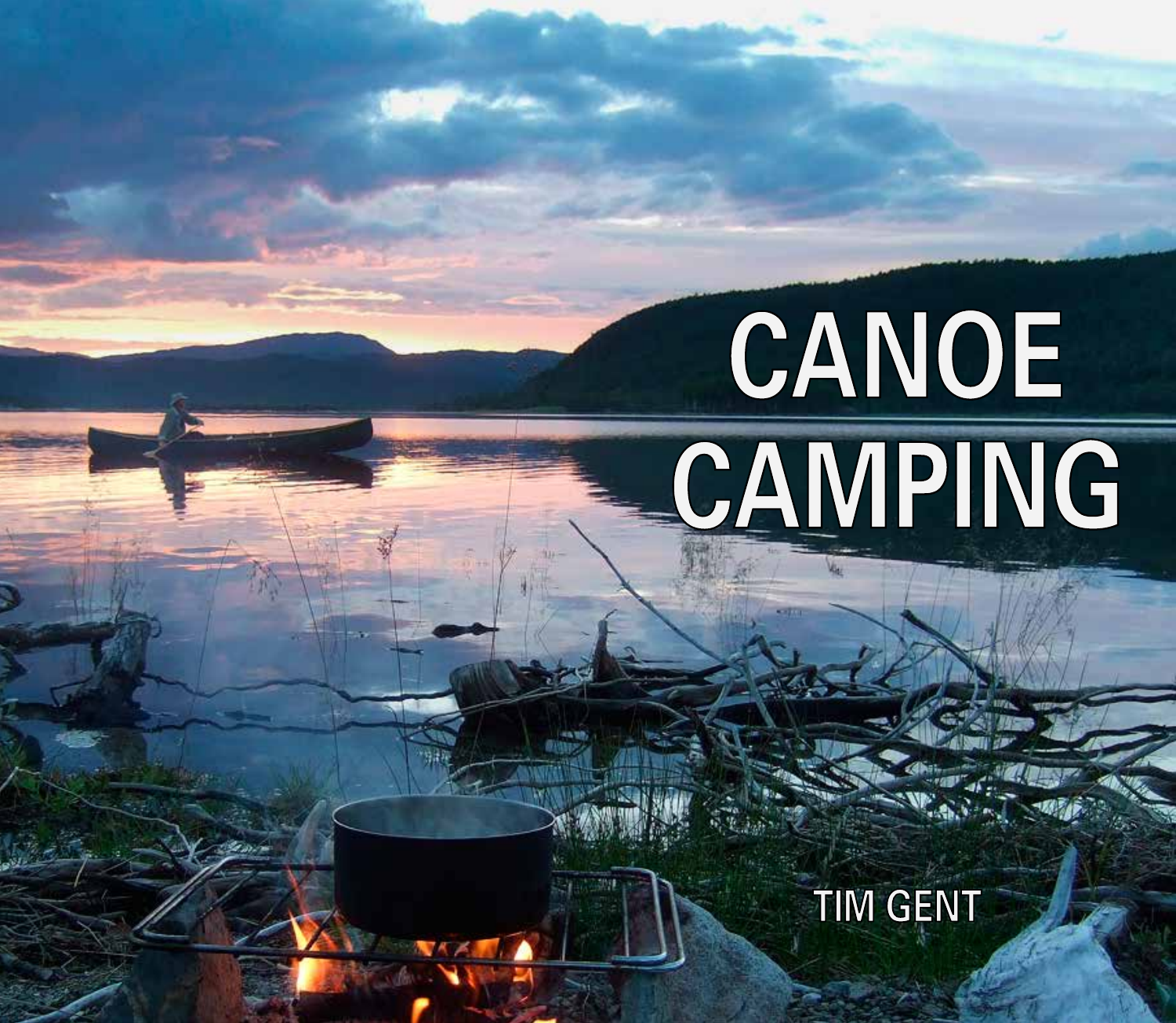# CANOE CAMPING

TIM GENT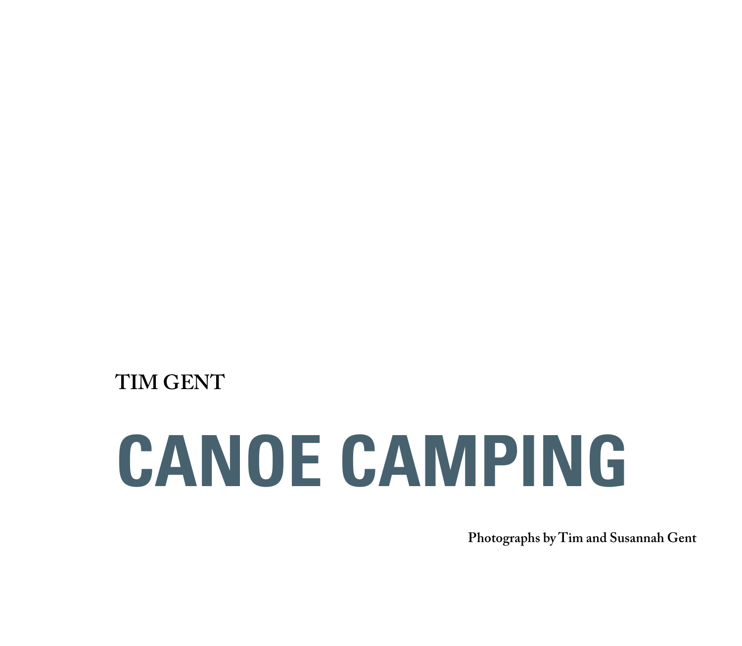TIM GENT

# CANOE CAMPING

**Photographs by Tim and Susannah Gent**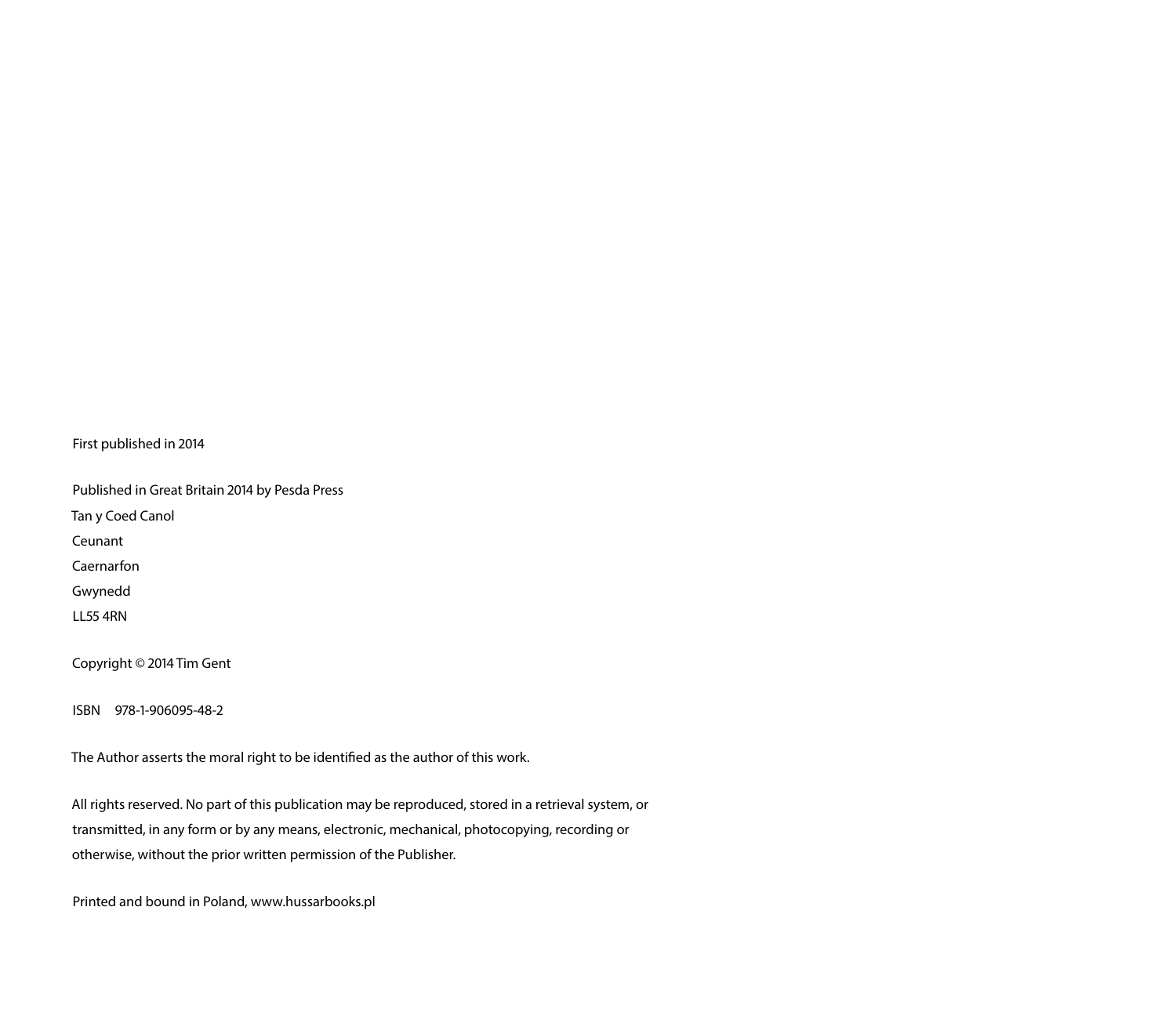First published in 2014

Published in Great Britain 2014 by Pesda Press
Tan y Coed Canol
Ceunant
Caernarfon
Gwynedd
LL55 4RN

Copyright © 2014 Tim Gent

ISBN 978-1-906095-48-2

The Author asserts the moral right to be identified as the author of this work.

All rights reserved. No part of this publication may be reproduced, stored in a retrieval system, or transmitted, in any form or by any means, electronic, mechanical, photocopying, recording or otherwise, without the prior written permission of the Publisher.

Printed and bound in Poland, www.hussarbooks.pl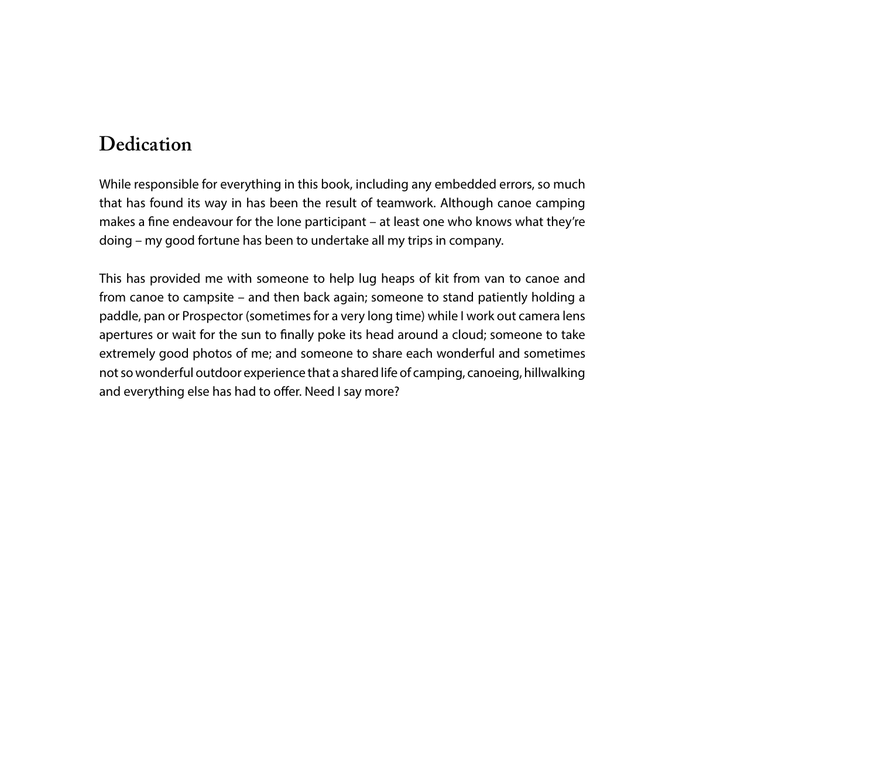# Dedication

While responsible for everything in this book, including any embedded errors, so much that has found its way in has been the result of teamwork. Although canoe camping makes a fine endeavour for the lone participant – at least one who knows what they're doing – my good fortune has been to undertake all my trips in company.

This has provided me with someone to help lug heaps of kit from van to canoe and from canoe to campsite – and then back again; someone to stand patiently holding a paddle, pan or Prospector (sometimes for a very long time) while I work out camera lens apertures or wait for the sun to finally poke its head around a cloud; someone to take extremely good photos of me; and someone to share each wonderful and sometimes not so wonderful outdoor experience that a shared life of camping, canoeing, hillwalking and everything else has had to offer. Need I say more?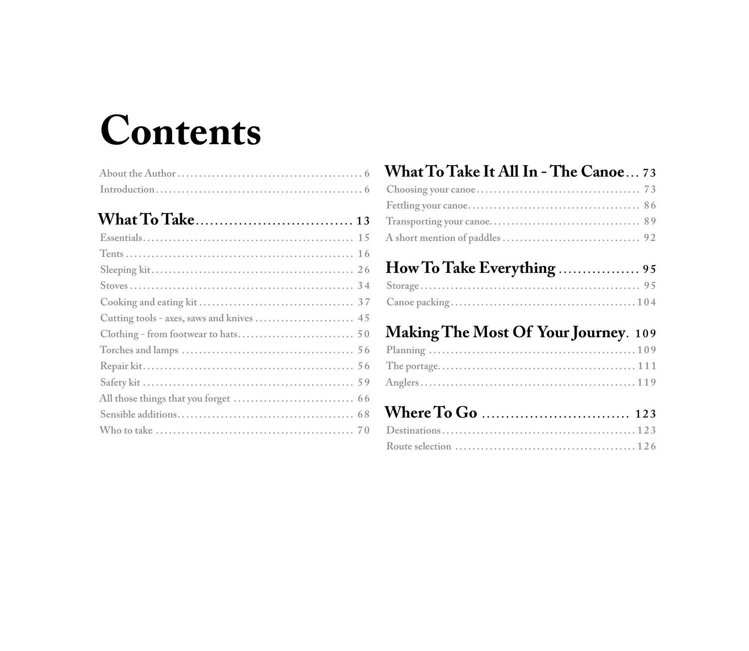# Contents

About the Author ........ 6
Introduction ........ 6

## What To Take ........ 13

Essentials ........ 15
Tents ........ 16
Sleeping kit ........ 26
Stoves ........ 34
Cooking and eating kit ........ 37
Cutting tools - axes, saws and knives ........ 45
Clothing - from footwear to hats ........ 50
Torches and lamps ........ 56
Repair kit ........ 56
Safety kit ........ 59
All those things that you forget ........ 66
Sensible additions ........ 68
Who to take ........ 70

## What To Take It All In - The Canoe ... 73

Choosing your canoe ........ 73
Fettling your canoe ........ 86
Transporting your canoe ........ 89
A short mention of paddles ........ 92

## How To Take Everything ........ 95

Storage ........ 95
Canoe packing ........ 104

## Making The Most Of Your Journey . 109

Planning ........ 109
The portage ........ 111
Anglers ........ 119

## Where To Go ........ 123

Destinations ........ 123
Route selection ........ 126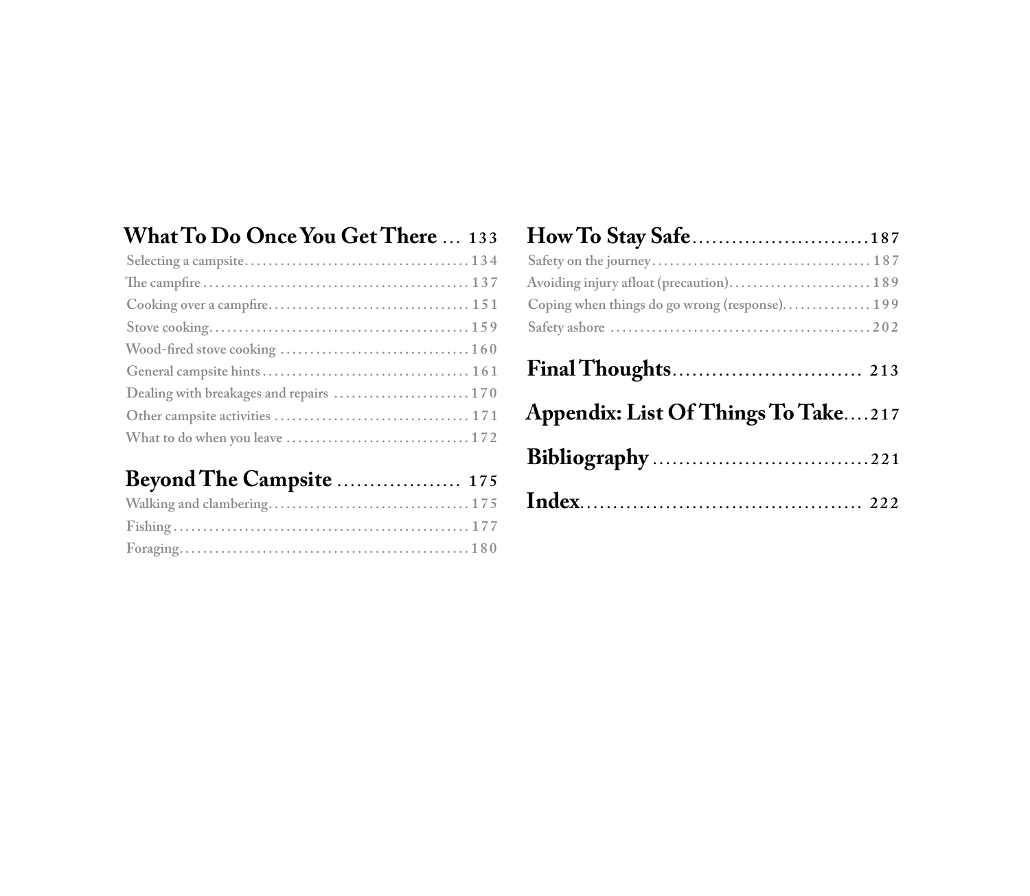**What To Do Once You Get There** ... 133

- Selecting a campsite ... 134
- The campfire ... 137
- Cooking over a campfire ... 151
- Stove cooking ... 159
- Wood-fired stove cooking ... 160
- General campsite hints ... 161
- Dealing with breakages and repairs ... 170
- Other campsite activities ... 171
- What to do when you leave ... 172

**Beyond The Campsite** ... 175

- Walking and clambering ... 175
- Fishing ... 177
- Foraging ... 180

**How To Stay Safe** ... 187

- Safety on the journey ... 187
- Avoiding injury afloat (precaution) ... 189
- Coping when things do go wrong (response) ... 199
- Safety ashore ... 202

**Final Thoughts** ... 213

**Appendix: List Of Things To Take** ... 217

**Bibliography** ... 221

**Index** ... 222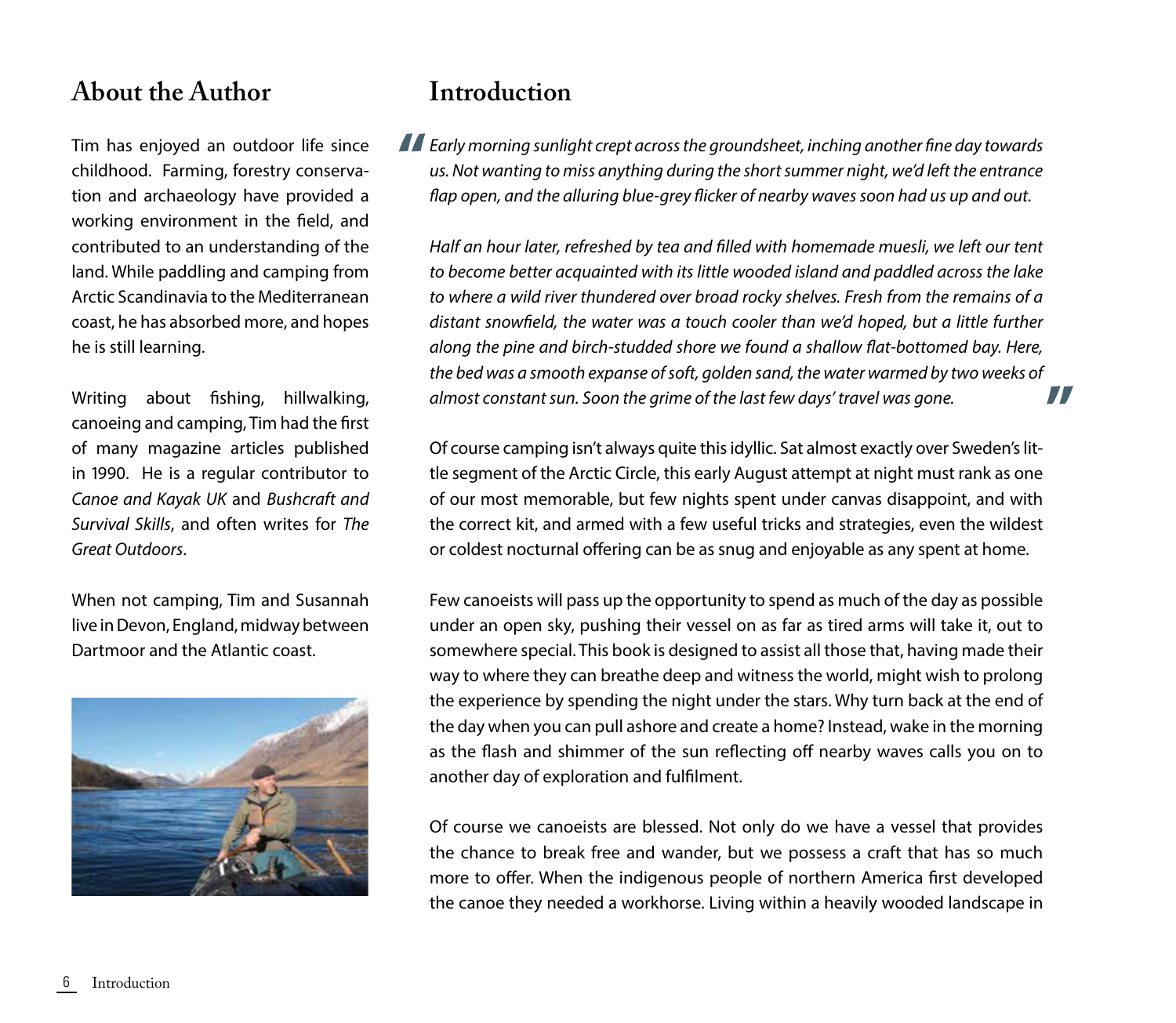## About the Author

Tim has enjoyed an outdoor life since childhood. Farming, forestry conservation and archaeology have provided a working environment in the field, and contributed to an understanding of the land. While paddling and camping from Arctic Scandinavia to the Mediterranean coast, he has absorbed more, and hopes he is still learning.

Writing about fishing, hillwalking, canoeing and camping, Tim had the first of many magazine articles published in 1990. He is a regular contributor to *Canoe and Kayak UK* and *Bushcraft and Survival Skills*, and often writes for *The Great Outdoors*.

When not camping, Tim and Susannah live in Devon, England, midway between Dartmoor and the Atlantic coast.

## Introduction

> *Early morning sunlight crept across the groundsheet, inching another fine day towards us. Not wanting to miss anything during the short summer night, we'd left the entrance flap open, and the alluring blue-grey flicker of nearby waves soon had us up and out.*
>
> *Half an hour later, refreshed by tea and filled with homemade muesli, we left our tent to become better acquainted with its little wooded island and paddled across the lake to where a wild river thundered over broad rocky shelves. Fresh from the remains of a distant snowfield, the water was a touch cooler than we'd hoped, but a little further along the pine and birch-studded shore we found a shallow flat-bottomed bay. Here, the bed was a smooth expanse of soft, golden sand, the water warmed by two weeks of almost constant sun. Soon the grime of the last few days' travel was gone.*

Of course camping isn't always quite this idyllic. Sat almost exactly over Sweden's little segment of the Arctic Circle, this early August attempt at night must rank as one of our most memorable, but few nights spent under canvas disappoint, and with the correct kit, and armed with a few useful tricks and strategies, even the wildest or coldest nocturnal offering can be as snug and enjoyable as any spent at home.

Few canoeists will pass up the opportunity to spend as much of the day as possible under an open sky, pushing their vessel on as far as tired arms will take it, out to somewhere special. This book is designed to assist all those that, having made their way to where they can breathe deep and witness the world, might wish to prolong the experience by spending the night under the stars. Why turn back at the end of the day when you can pull ashore and create a home? Instead, wake in the morning as the flash and shimmer of the sun reflecting off nearby waves calls you on to another day of exploration and fulfilment.

Of course we canoeists are blessed. Not only do we have a vessel that provides the chance to break free and wander, but we possess a craft that has so much more to offer. When the indigenous people of northern America first developed the canoe they needed a workhorse. Living within a heavily wooded landscape in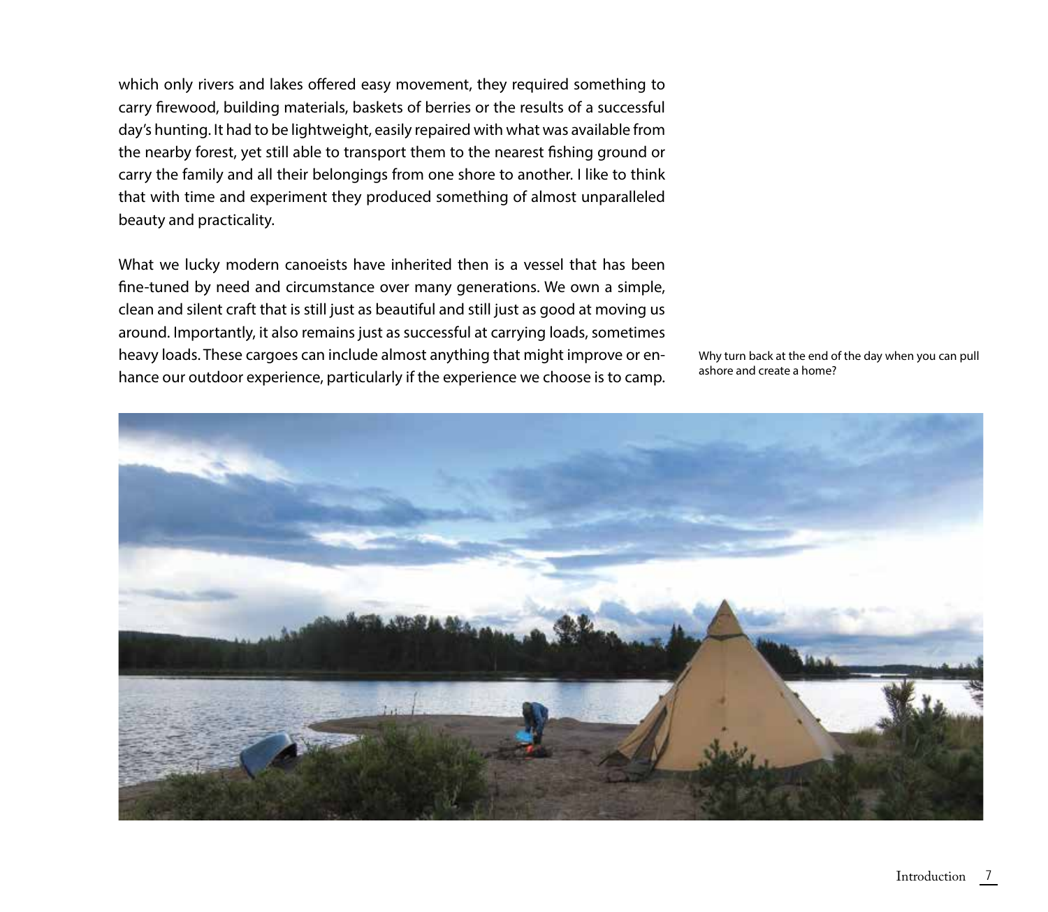which only rivers and lakes offered easy movement, they required something to carry firewood, building materials, baskets of berries or the results of a successful day's hunting. It had to be lightweight, easily repaired with what was available from the nearby forest, yet still able to transport them to the nearest fishing ground or carry the family and all their belongings from one shore to another. I like to think that with time and experiment they produced something of almost unparalleled beauty and practicality.

What we lucky modern canoeists have inherited then is a vessel that has been fine-tuned by need and circumstance over many generations. We own a simple, clean and silent craft that is still just as beautiful and still just as good at moving us around. Importantly, it also remains just as successful at carrying loads, sometimes heavy loads. These cargoes can include almost anything that might improve or enhance our outdoor experience, particularly if the experience we choose is to camp.

Why turn back at the end of the day when you can pull ashore and create a home?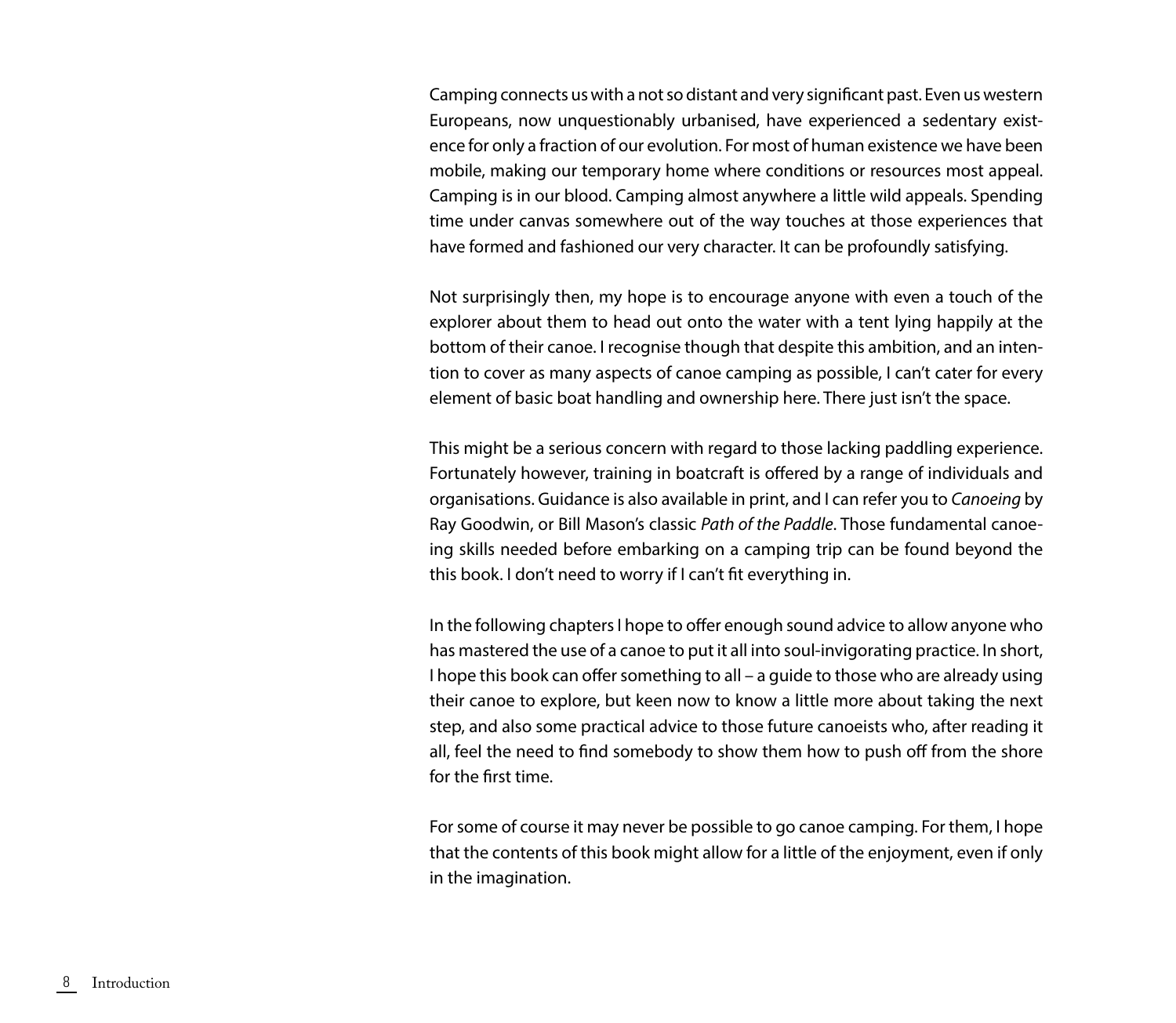Camping connects us with a not so distant and very significant past. Even us western Europeans, now unquestionably urbanised, have experienced a sedentary existence for only a fraction of our evolution. For most of human existence we have been mobile, making our temporary home where conditions or resources most appeal. Camping is in our blood. Camping almost anywhere a little wild appeals. Spending time under canvas somewhere out of the way touches at those experiences that have formed and fashioned our very character. It can be profoundly satisfying.

Not surprisingly then, my hope is to encourage anyone with even a touch of the explorer about them to head out onto the water with a tent lying happily at the bottom of their canoe. I recognise though that despite this ambition, and an intention to cover as many aspects of canoe camping as possible, I can't cater for every element of basic boat handling and ownership here. There just isn't the space.

This might be a serious concern with regard to those lacking paddling experience. Fortunately however, training in boatcraft is offered by a range of individuals and organisations. Guidance is also available in print, and I can refer you to *Canoeing* by Ray Goodwin, or Bill Mason's classic *Path of the Paddle*. Those fundamental canoeing skills needed before embarking on a camping trip can be found beyond the this book. I don't need to worry if I can't fit everything in.

In the following chapters I hope to offer enough sound advice to allow anyone who has mastered the use of a canoe to put it all into soul-invigorating practice. In short, I hope this book can offer something to all – a guide to those who are already using their canoe to explore, but keen now to know a little more about taking the next step, and also some practical advice to those future canoeists who, after reading it all, feel the need to find somebody to show them how to push off from the shore for the first time.

For some of course it may never be possible to go canoe camping. For them, I hope that the contents of this book might allow for a little of the enjoyment, even if only in the imagination.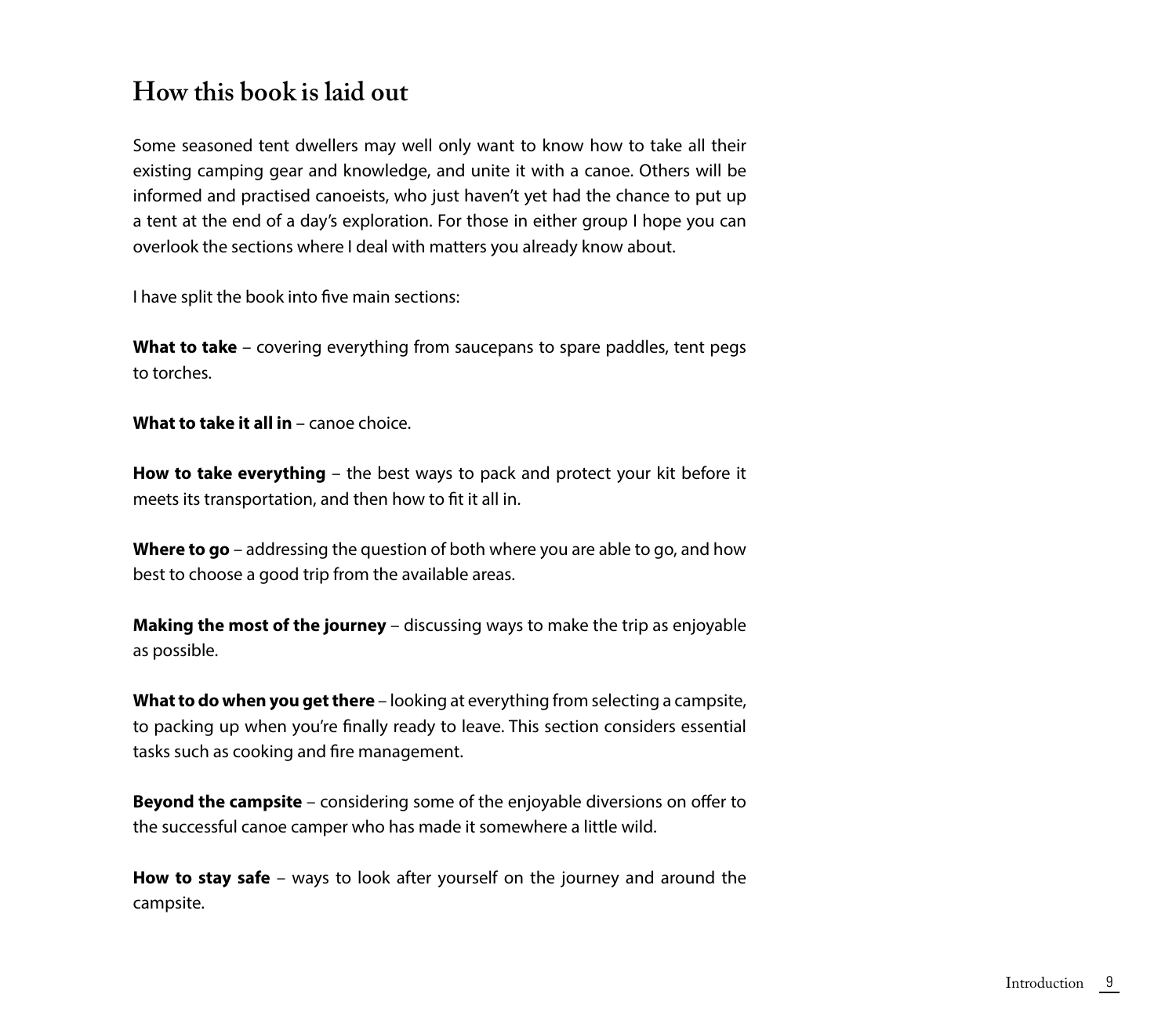## How this book is laid out

Some seasoned tent dwellers may well only want to know how to take all their existing camping gear and knowledge, and unite it with a canoe. Others will be informed and practised canoeists, who just haven't yet had the chance to put up a tent at the end of a day's exploration. For those in either group I hope you can overlook the sections where I deal with matters you already know about.

I have split the book into five main sections:

**What to take** – covering everything from saucepans to spare paddles, tent pegs to torches.

**What to take it all in** – canoe choice.

**How to take everything** – the best ways to pack and protect your kit before it meets its transportation, and then how to fit it all in.

**Where to go** – addressing the question of both where you are able to go, and how best to choose a good trip from the available areas.

**Making the most of the journey** – discussing ways to make the trip as enjoyable as possible.

**What to do when you get there** – looking at everything from selecting a campsite, to packing up when you're finally ready to leave. This section considers essential tasks such as cooking and fire management.

**Beyond the campsite** – considering some of the enjoyable diversions on offer to the successful canoe camper who has made it somewhere a little wild.

**How to stay safe** – ways to look after yourself on the journey and around the campsite.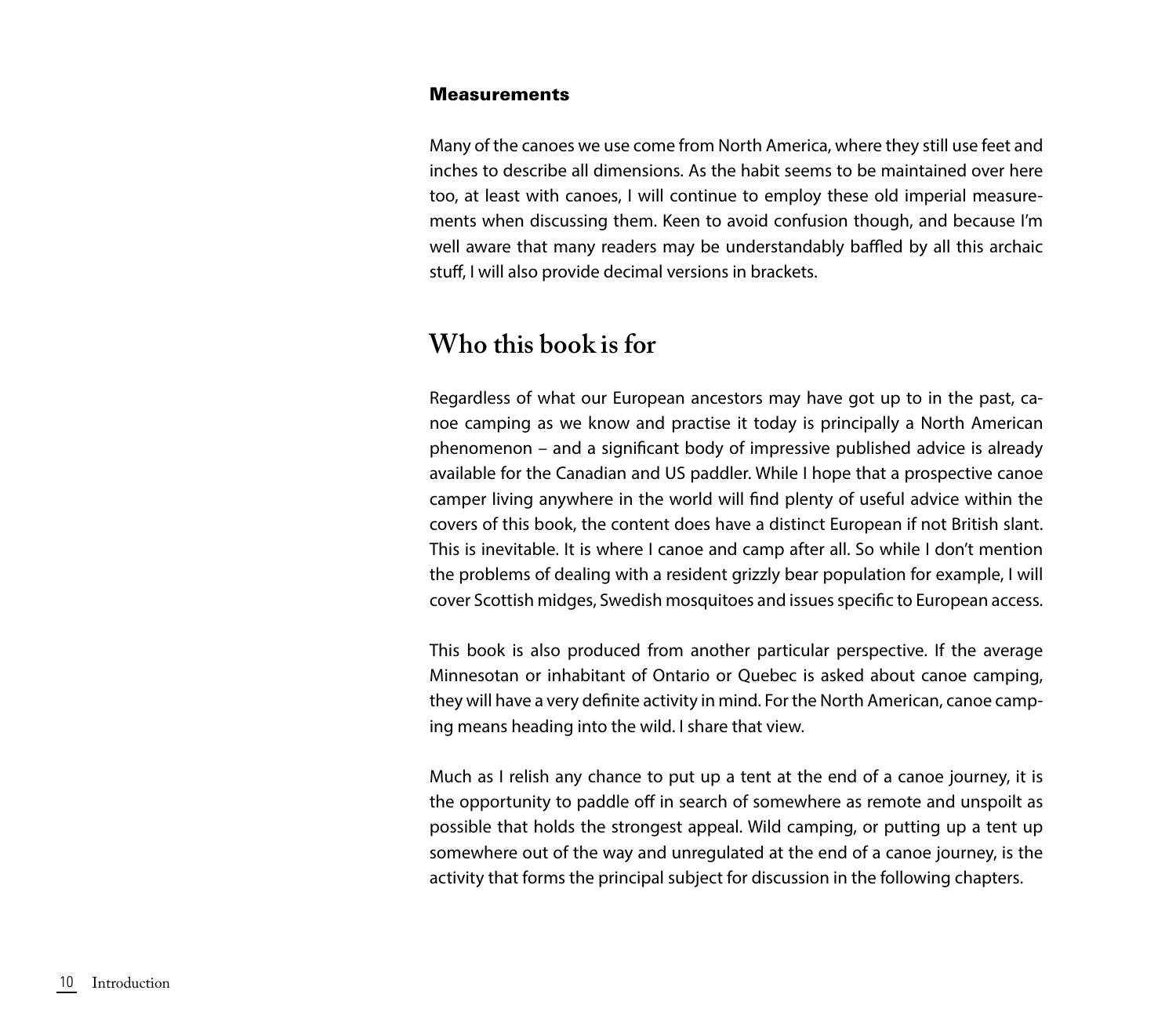### Measurements

Many of the canoes we use come from North America, where they still use feet and inches to describe all dimensions. As the habit seems to be maintained over here too, at least with canoes, I will continue to employ these old imperial measurements when discussing them. Keen to avoid confusion though, and because I'm well aware that many readers may be understandably baffled by all this archaic stuff, I will also provide decimal versions in brackets.

## Who this book is for

Regardless of what our European ancestors may have got up to in the past, canoe camping as we know and practise it today is principally a North American phenomenon – and a significant body of impressive published advice is already available for the Canadian and US paddler. While I hope that a prospective canoe camper living anywhere in the world will find plenty of useful advice within the covers of this book, the content does have a distinct European if not British slant. This is inevitable. It is where I canoe and camp after all. So while I don't mention the problems of dealing with a resident grizzly bear population for example, I will cover Scottish midges, Swedish mosquitoes and issues specific to European access.

This book is also produced from another particular perspective. If the average Minnesotan or inhabitant of Ontario or Quebec is asked about canoe camping, they will have a very definite activity in mind. For the North American, canoe camping means heading into the wild. I share that view.

Much as I relish any chance to put up a tent at the end of a canoe journey, it is the opportunity to paddle off in search of somewhere as remote and unspoilt as possible that holds the strongest appeal. Wild camping, or putting up a tent up somewhere out of the way and unregulated at the end of a canoe journey, is the activity that forms the principal subject for discussion in the following chapters.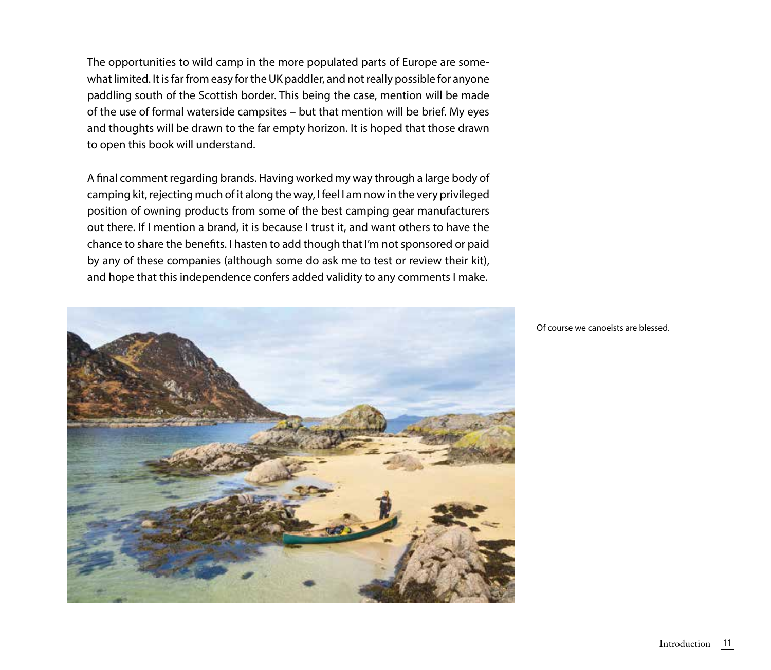The opportunities to wild camp in the more populated parts of Europe are somewhat limited. It is far from easy for the UK paddler, and not really possible for anyone paddling south of the Scottish border. This being the case, mention will be made of the use of formal waterside campsites – but that mention will be brief. My eyes and thoughts will be drawn to the far empty horizon. It is hoped that those drawn to open this book will understand.

A final comment regarding brands. Having worked my way through a large body of camping kit, rejecting much of it along the way, I feel I am now in the very privileged position of owning products from some of the best camping gear manufacturers out there. If I mention a brand, it is because I trust it, and want others to have the chance to share the benefits. I hasten to add though that I'm not sponsored or paid by any of these companies (although some do ask me to test or review their kit), and hope that this independence confers added validity to any comments I make.

Of course we canoeists are blessed.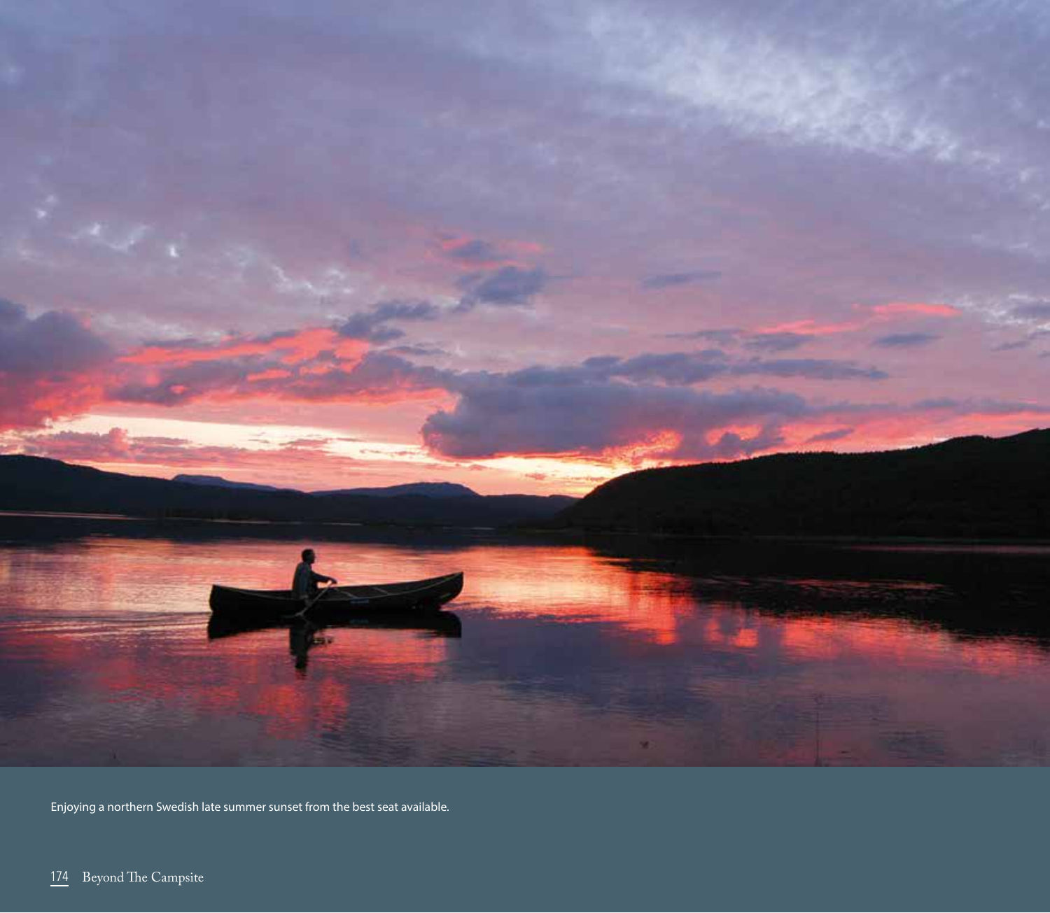Enjoying a northern Swedish late summer sunset from the best seat available.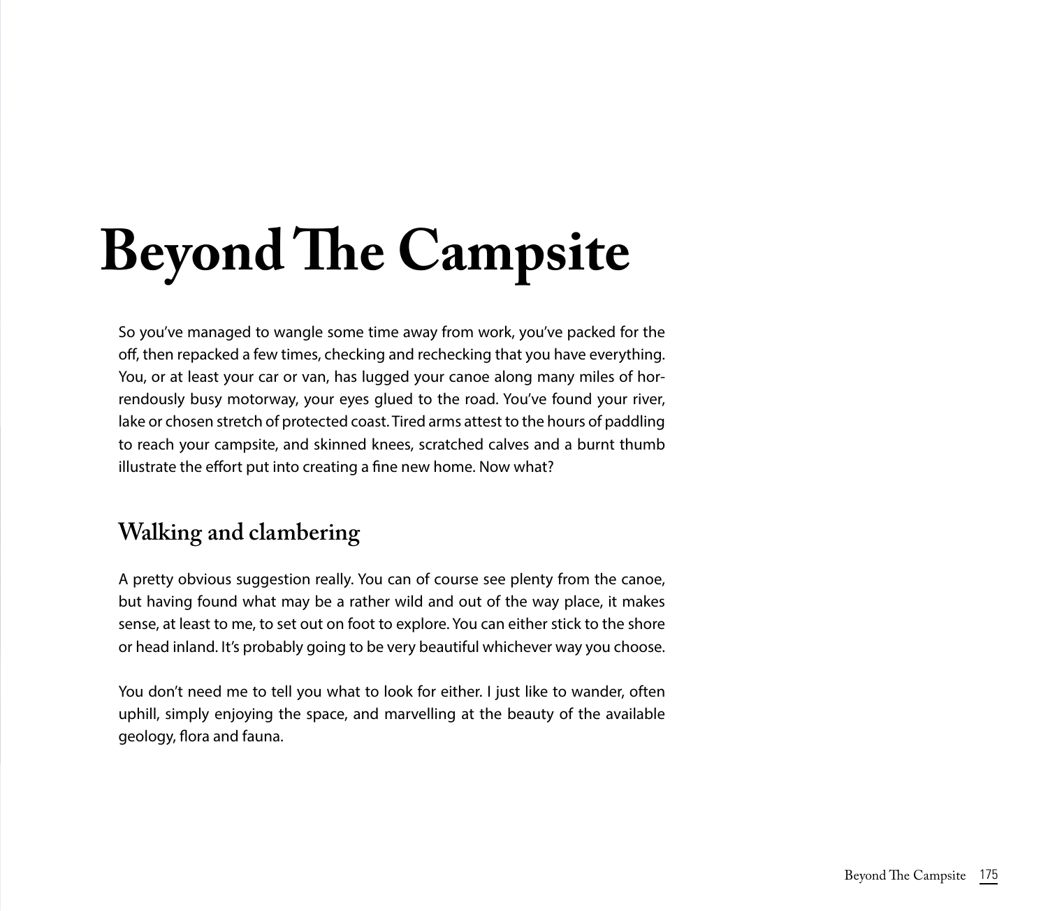# Beyond The Campsite

So you've managed to wangle some time away from work, you've packed for the off, then repacked a few times, checking and rechecking that you have everything. You, or at least your car or van, has lugged your canoe along many miles of horrendously busy motorway, your eyes glued to the road. You've found your river, lake or chosen stretch of protected coast. Tired arms attest to the hours of paddling to reach your campsite, and skinned knees, scratched calves and a burnt thumb illustrate the effort put into creating a fine new home. Now what?

## Walking and clambering

A pretty obvious suggestion really. You can of course see plenty from the canoe, but having found what may be a rather wild and out of the way place, it makes sense, at least to me, to set out on foot to explore. You can either stick to the shore or head inland. It's probably going to be very beautiful whichever way you choose.

You don't need me to tell you what to look for either. I just like to wander, often uphill, simply enjoying the space, and marvelling at the beauty of the available geology, flora and fauna.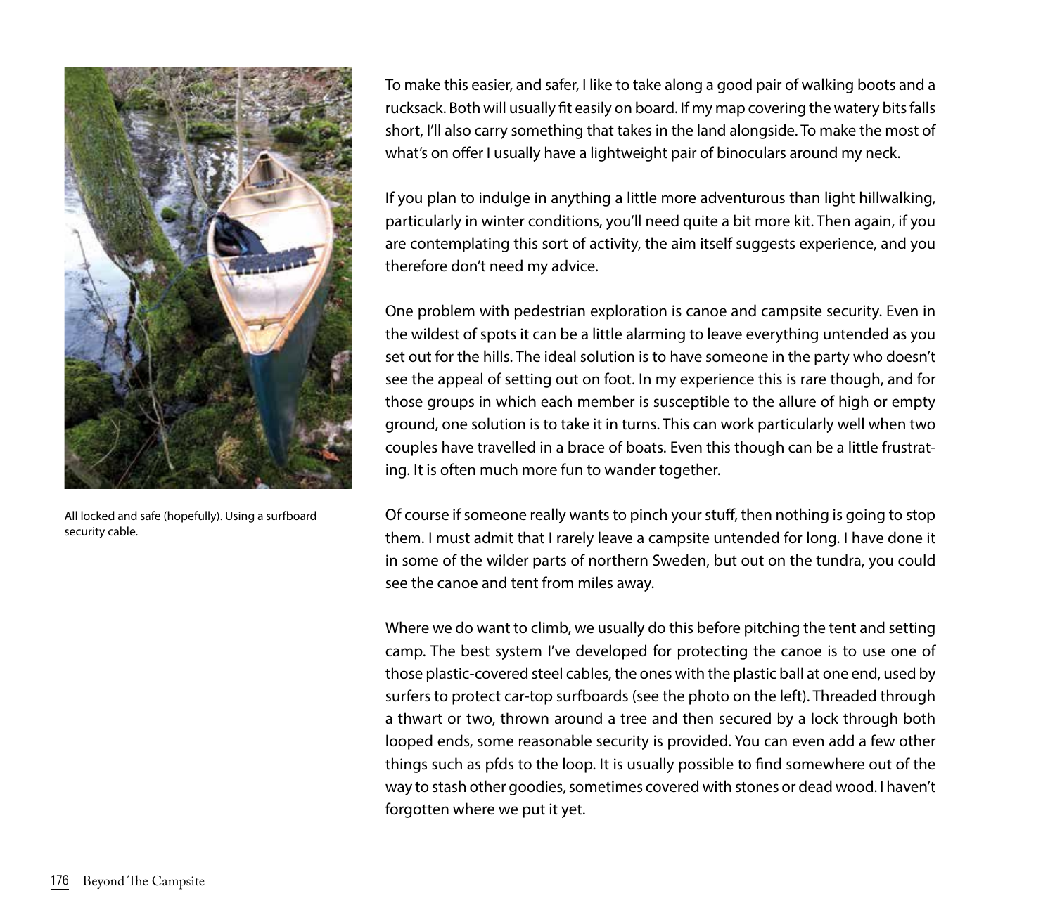All locked and safe (hopefully). Using a surfboard security cable.

To make this easier, and safer, I like to take along a good pair of walking boots and a rucksack. Both will usually fit easily on board. If my map covering the watery bits falls short, I'll also carry something that takes in the land alongside. To make the most of what's on offer I usually have a lightweight pair of binoculars around my neck.

If you plan to indulge in anything a little more adventurous than light hillwalking, particularly in winter conditions, you'll need quite a bit more kit. Then again, if you are contemplating this sort of activity, the aim itself suggests experience, and you therefore don't need my advice.

One problem with pedestrian exploration is canoe and campsite security. Even in the wildest of spots it can be a little alarming to leave everything untended as you set out for the hills. The ideal solution is to have someone in the party who doesn't see the appeal of setting out on foot. In my experience this is rare though, and for those groups in which each member is susceptible to the allure of high or empty ground, one solution is to take it in turns. This can work particularly well when two couples have travelled in a brace of boats. Even this though can be a little frustrating. It is often much more fun to wander together.

Of course if someone really wants to pinch your stuff, then nothing is going to stop them. I must admit that I rarely leave a campsite untended for long. I have done it in some of the wilder parts of northern Sweden, but out on the tundra, you could see the canoe and tent from miles away.

Where we do want to climb, we usually do this before pitching the tent and setting camp. The best system I've developed for protecting the canoe is to use one of those plastic-covered steel cables, the ones with the plastic ball at one end, used by surfers to protect car-top surfboards (see the photo on the left). Threaded through a thwart or two, thrown around a tree and then secured by a lock through both looped ends, some reasonable security is provided. You can even add a few other things such as pfds to the loop. It is usually possible to find somewhere out of the way to stash other goodies, sometimes covered with stones or dead wood. I haven't forgotten where we put it yet.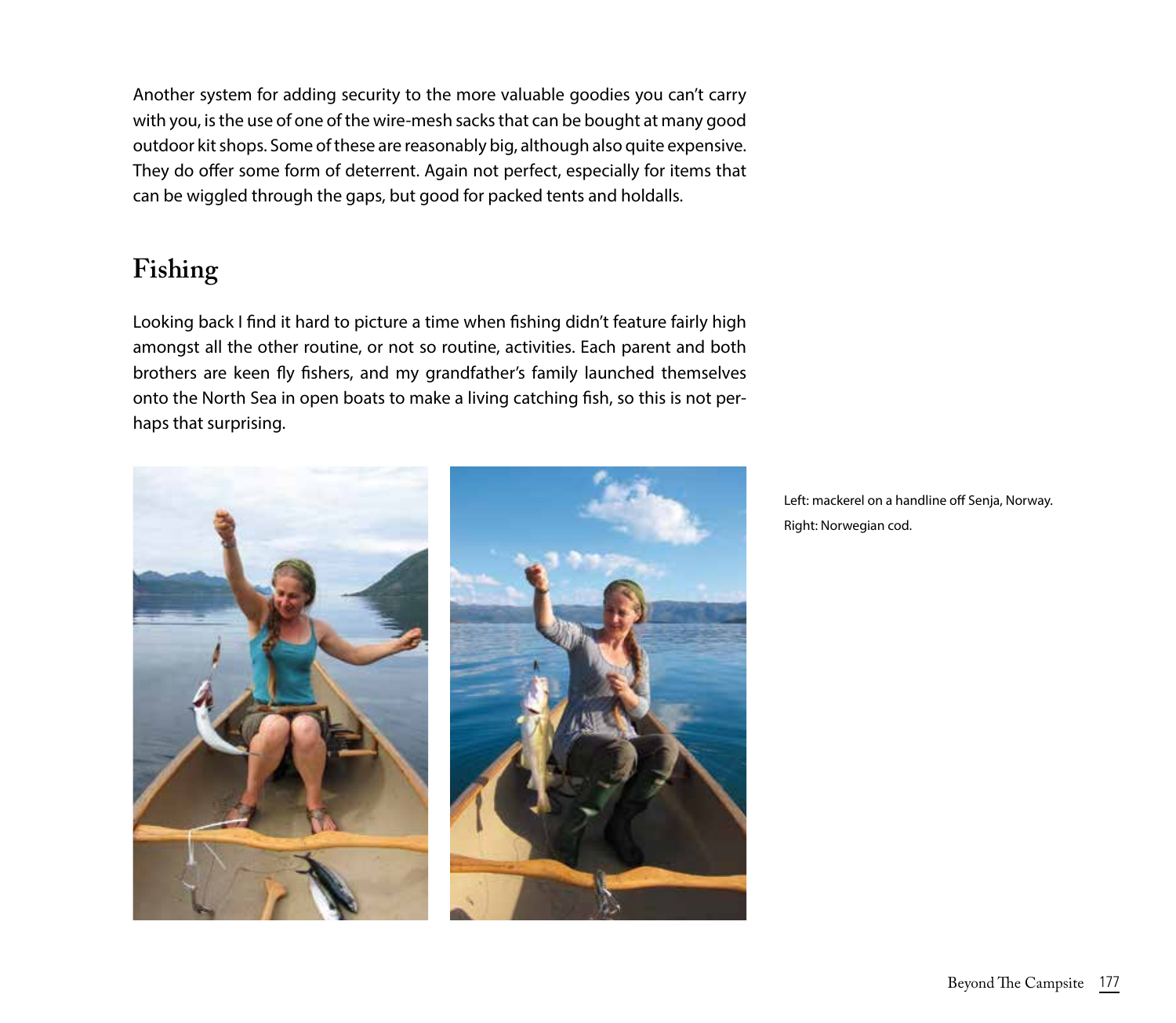Another system for adding security to the more valuable goodies you can't carry with you, is the use of one of the wire-mesh sacks that can be bought at many good outdoor kit shops. Some of these are reasonably big, although also quite expensive. They do offer some form of deterrent. Again not perfect, especially for items that can be wiggled through the gaps, but good for packed tents and holdalls.

## Fishing

Looking back I find it hard to picture a time when fishing didn't feature fairly high amongst all the other routine, or not so routine, activities. Each parent and both brothers are keen fly fishers, and my grandfather's family launched themselves onto the North Sea in open boats to make a living catching fish, so this is not perhaps that surprising.

Left: mackerel on a handline off Senja, Norway.

Right: Norwegian cod.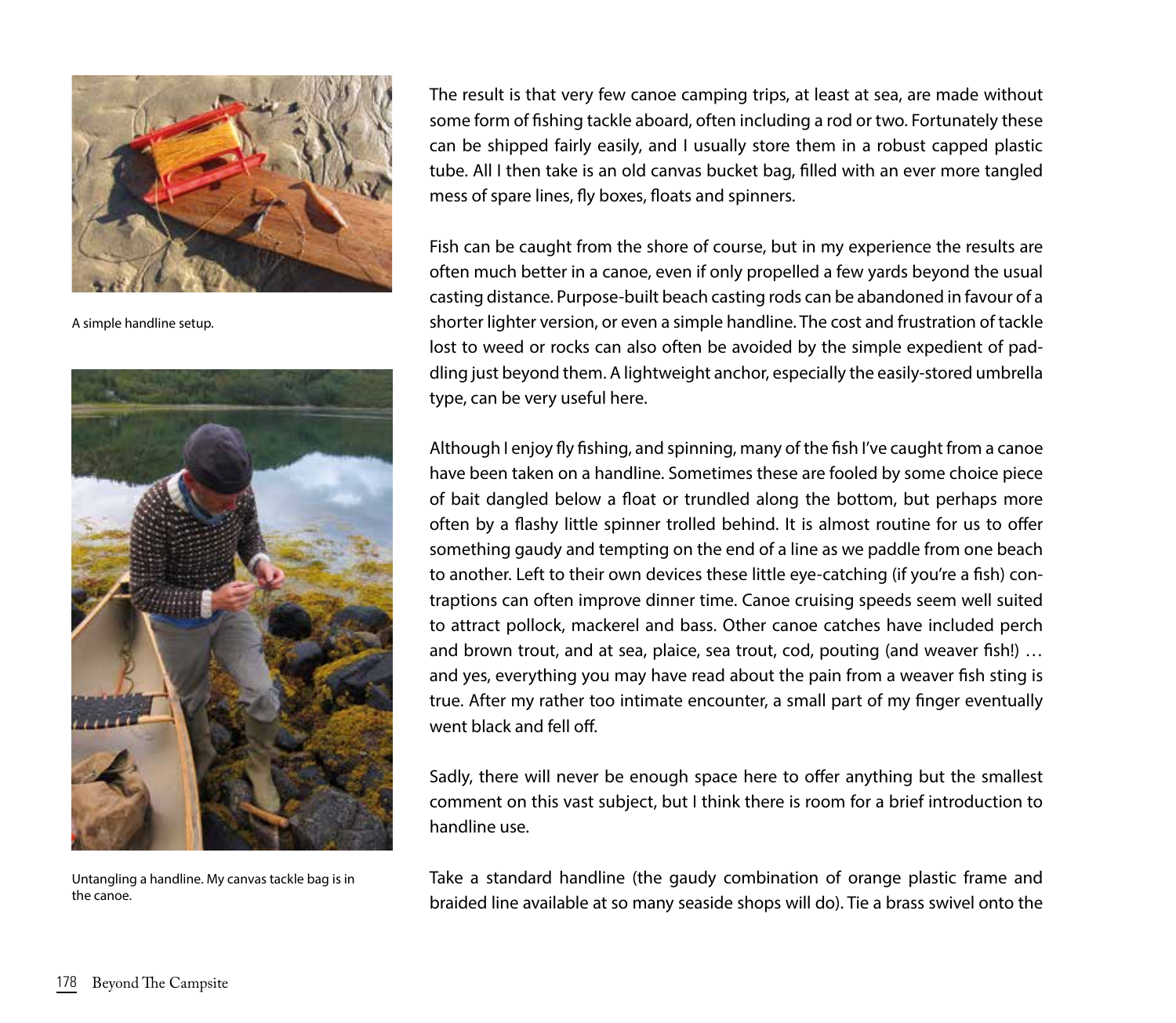A simple handline setup.

Untangling a handline. My canvas tackle bag is in the canoe.

The result is that very few canoe camping trips, at least at sea, are made without some form of fishing tackle aboard, often including a rod or two. Fortunately these can be shipped fairly easily, and I usually store them in a robust capped plastic tube. All I then take is an old canvas bucket bag, filled with an ever more tangled mess of spare lines, fly boxes, floats and spinners.

Fish can be caught from the shore of course, but in my experience the results are often much better in a canoe, even if only propelled a few yards beyond the usual casting distance. Purpose-built beach casting rods can be abandoned in favour of a shorter lighter version, or even a simple handline. The cost and frustration of tackle lost to weed or rocks can also often be avoided by the simple expedient of paddling just beyond them. A lightweight anchor, especially the easily-stored umbrella type, can be very useful here.

Although I enjoy fly fishing, and spinning, many of the fish I've caught from a canoe have been taken on a handline. Sometimes these are fooled by some choice piece of bait dangled below a float or trundled along the bottom, but perhaps more often by a flashy little spinner trolled behind. It is almost routine for us to offer something gaudy and tempting on the end of a line as we paddle from one beach to another. Left to their own devices these little eye-catching (if you're a fish) contraptions can often improve dinner time. Canoe cruising speeds seem well suited to attract pollock, mackerel and bass. Other canoe catches have included perch and brown trout, and at sea, plaice, sea trout, cod, pouting (and weaver fish!) … and yes, everything you may have read about the pain from a weaver fish sting is true. After my rather too intimate encounter, a small part of my finger eventually went black and fell off.

Sadly, there will never be enough space here to offer anything but the smallest comment on this vast subject, but I think there is room for a brief introduction to handline use.

Take a standard handline (the gaudy combination of orange plastic frame and braided line available at so many seaside shops will do). Tie a brass swivel onto the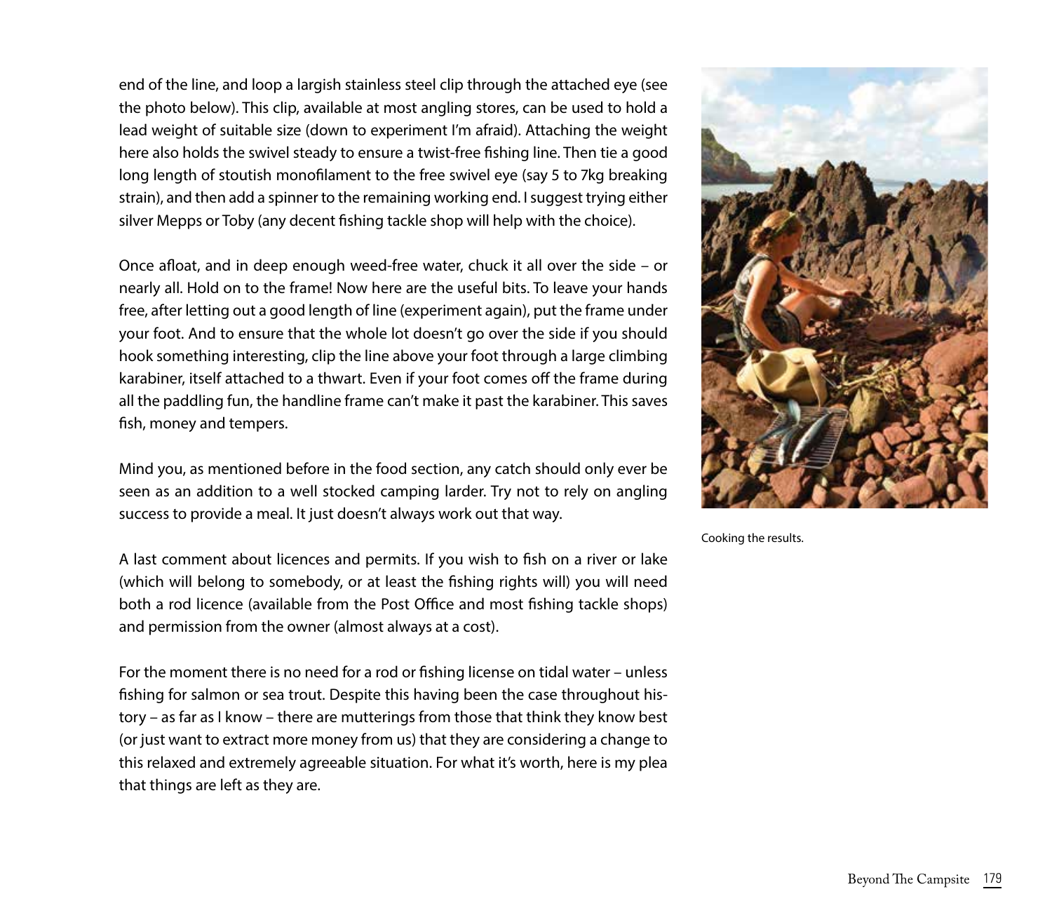end of the line, and loop a largish stainless steel clip through the attached eye (see the photo below). This clip, available at most angling stores, can be used to hold a lead weight of suitable size (down to experiment I'm afraid). Attaching the weight here also holds the swivel steady to ensure a twist-free fishing line. Then tie a good long length of stoutish monofilament to the free swivel eye (say 5 to 7kg breaking strain), and then add a spinner to the remaining working end. I suggest trying either silver Mepps or Toby (any decent fishing tackle shop will help with the choice).

Once afloat, and in deep enough weed-free water, chuck it all over the side – or nearly all. Hold on to the frame! Now here are the useful bits. To leave your hands free, after letting out a good length of line (experiment again), put the frame under your foot. And to ensure that the whole lot doesn't go over the side if you should hook something interesting, clip the line above your foot through a large climbing karabiner, itself attached to a thwart. Even if your foot comes off the frame during all the paddling fun, the handline frame can't make it past the karabiner. This saves fish, money and tempers.

Mind you, as mentioned before in the food section, any catch should only ever be seen as an addition to a well stocked camping larder. Try not to rely on angling success to provide a meal. It just doesn't always work out that way.

A last comment about licences and permits. If you wish to fish on a river or lake (which will belong to somebody, or at least the fishing rights will) you will need both a rod licence (available from the Post Office and most fishing tackle shops) and permission from the owner (almost always at a cost).

For the moment there is no need for a rod or fishing license on tidal water – unless fishing for salmon or sea trout. Despite this having been the case throughout history – as far as I know – there are mutterings from those that think they know best (or just want to extract more money from us) that they are considering a change to this relaxed and extremely agreeable situation. For what it's worth, here is my plea that things are left as they are.

Cooking the results.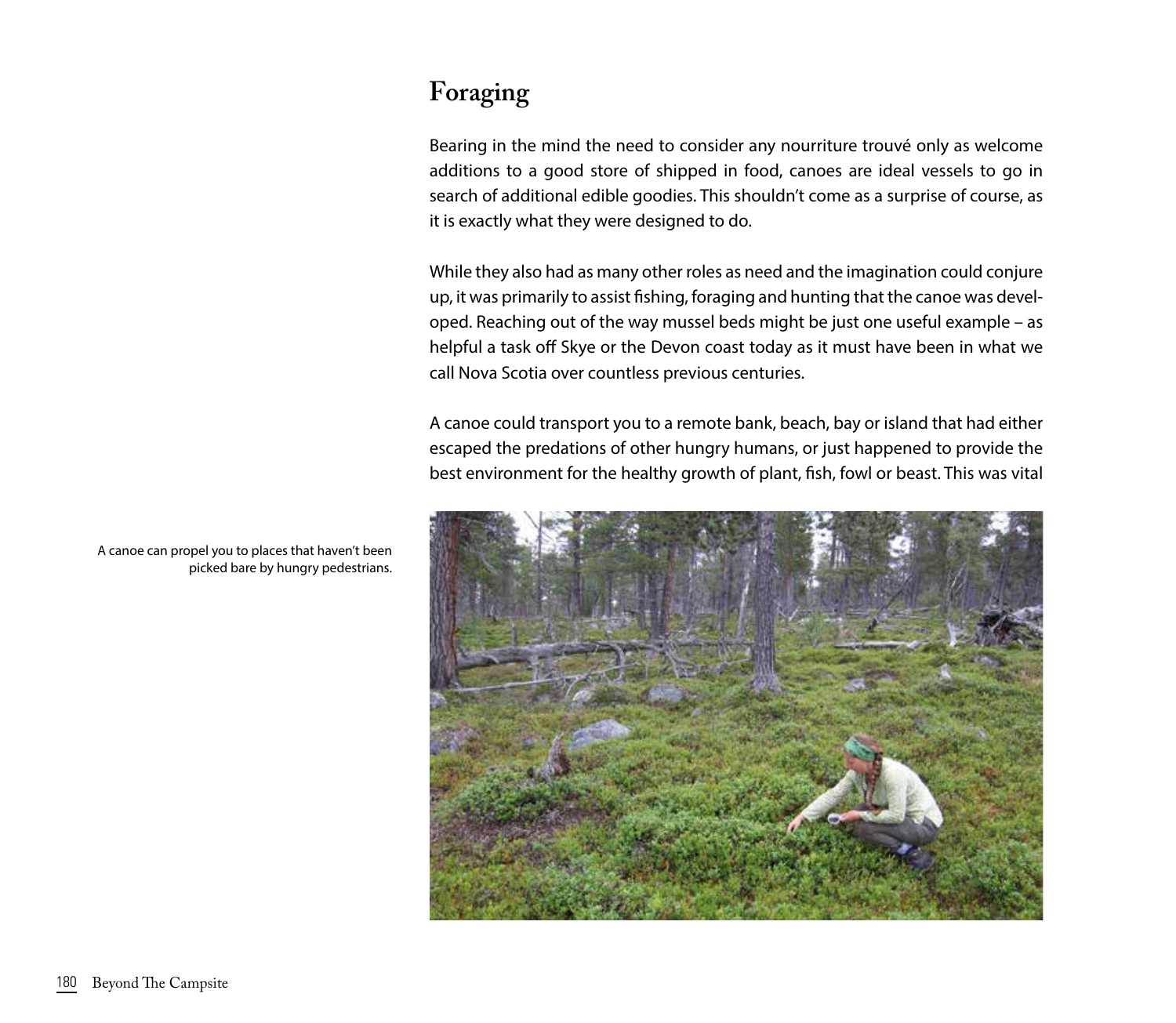# Foraging

Bearing in the mind the need to consider any nourriture trouvé only as welcome additions to a good store of shipped in food, canoes are ideal vessels to go in search of additional edible goodies. This shouldn't come as a surprise of course, as it is exactly what they were designed to do.

While they also had as many other roles as need and the imagination could conjure up, it was primarily to assist fishing, foraging and hunting that the canoe was developed. Reaching out of the way mussel beds might be just one useful example – as helpful a task off Skye or the Devon coast today as it must have been in what we call Nova Scotia over countless previous centuries.

A canoe could transport you to a remote bank, beach, bay or island that had either escaped the predations of other hungry humans, or just happened to provide the best environment for the healthy growth of plant, fish, fowl or beast. This was vital

A canoe can propel you to places that haven't been picked bare by hungry pedestrians.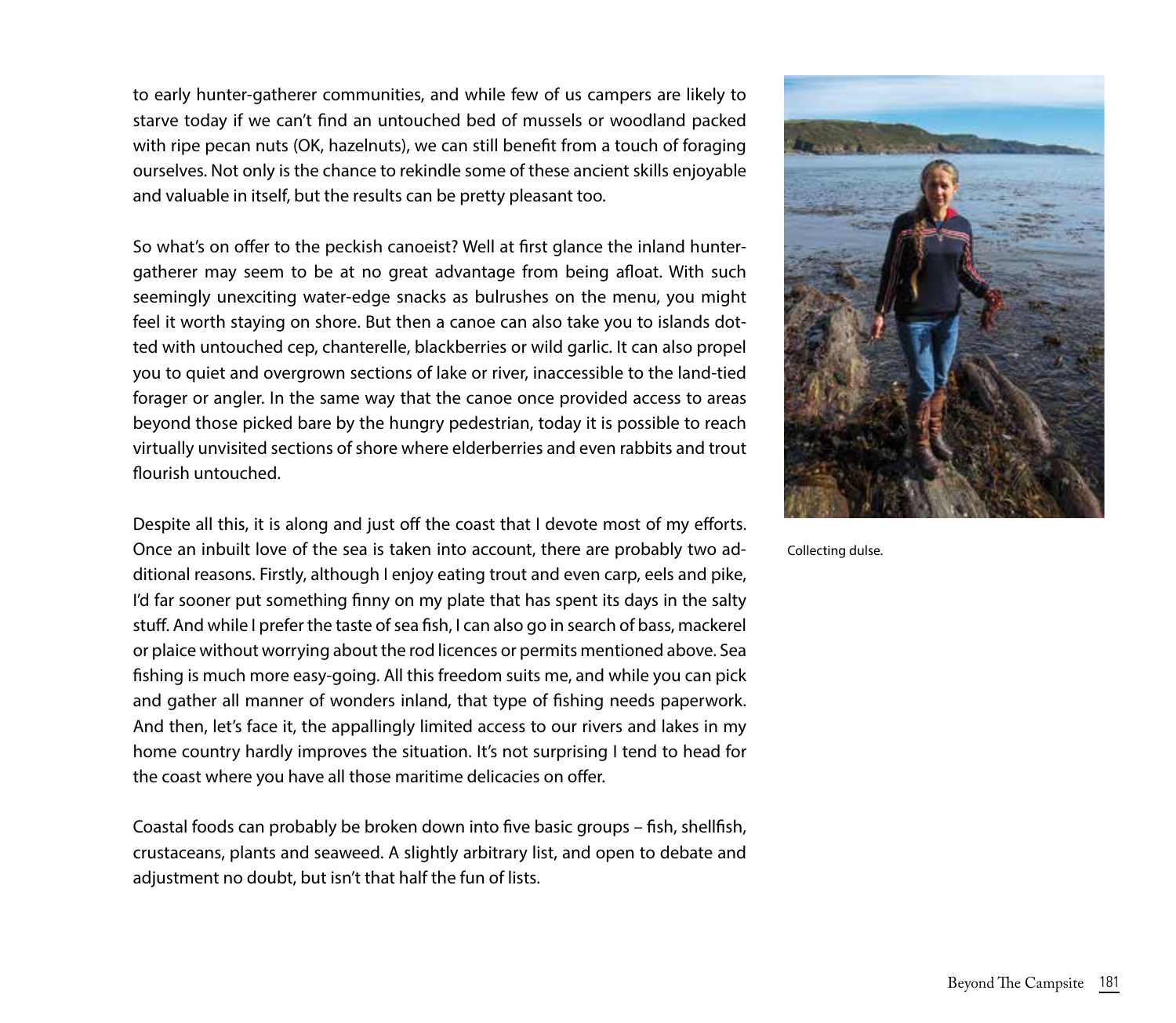to early hunter-gatherer communities, and while few of us campers are likely to starve today if we can't find an untouched bed of mussels or woodland packed with ripe pecan nuts (OK, hazelnuts), we can still benefit from a touch of foraging ourselves. Not only is the chance to rekindle some of these ancient skills enjoyable and valuable in itself, but the results can be pretty pleasant too.

So what's on offer to the peckish canoeist? Well at first glance the inland hunter-gatherer may seem to be at no great advantage from being afloat. With such seemingly unexciting water-edge snacks as bulrushes on the menu, you might feel it worth staying on shore. But then a canoe can also take you to islands dotted with untouched cep, chanterelle, blackberries or wild garlic. It can also propel you to quiet and overgrown sections of lake or river, inaccessible to the land-tied forager or angler. In the same way that the canoe once provided access to areas beyond those picked bare by the hungry pedestrian, today it is possible to reach virtually unvisited sections of shore where elderberries and even rabbits and trout flourish untouched.

Despite all this, it is along and just off the coast that I devote most of my efforts. Once an inbuilt love of the sea is taken into account, there are probably two additional reasons. Firstly, although I enjoy eating trout and even carp, eels and pike, I'd far sooner put something finny on my plate that has spent its days in the salty stuff. And while I prefer the taste of sea fish, I can also go in search of bass, mackerel or plaice without worrying about the rod licences or permits mentioned above. Sea fishing is much more easy-going. All this freedom suits me, and while you can pick and gather all manner of wonders inland, that type of fishing needs paperwork. And then, let's face it, the appallingly limited access to our rivers and lakes in my home country hardly improves the situation. It's not surprising I tend to head for the coast where you have all those maritime delicacies on offer.

Coastal foods can probably be broken down into five basic groups – fish, shellfish, crustaceans, plants and seaweed. A slightly arbitrary list, and open to debate and adjustment no doubt, but isn't that half the fun of lists.

Collecting dulse.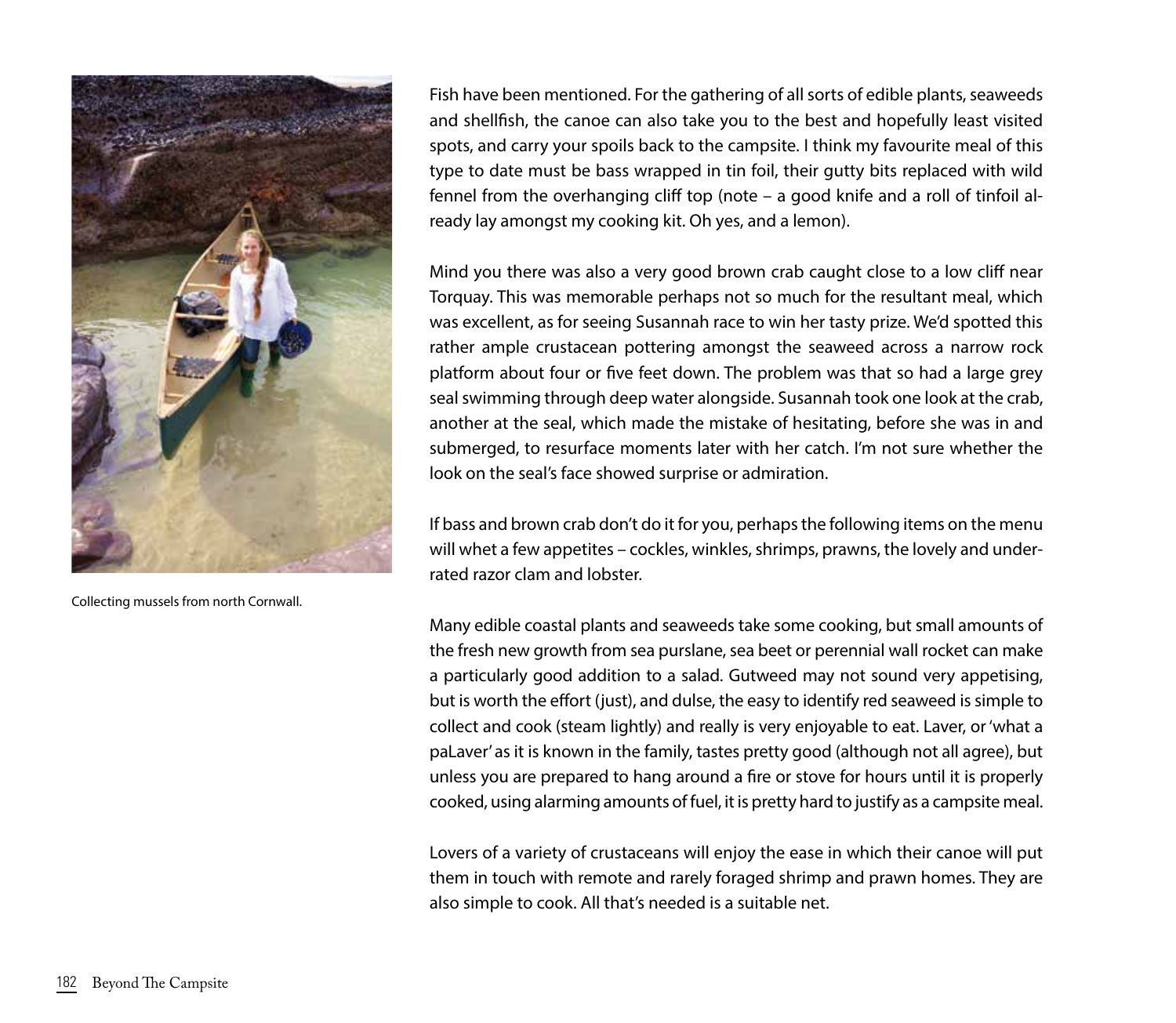Collecting mussels from north Cornwall.

Fish have been mentioned. For the gathering of all sorts of edible plants, seaweeds and shellfish, the canoe can also take you to the best and hopefully least visited spots, and carry your spoils back to the campsite. I think my favourite meal of this type to date must be bass wrapped in tin foil, their gutty bits replaced with wild fennel from the overhanging cliff top (note – a good knife and a roll of tinfoil already lay amongst my cooking kit. Oh yes, and a lemon).

Mind you there was also a very good brown crab caught close to a low cliff near Torquay. This was memorable perhaps not so much for the resultant meal, which was excellent, as for seeing Susannah race to win her tasty prize. We'd spotted this rather ample crustacean pottering amongst the seaweed across a narrow rock platform about four or five feet down. The problem was that so had a large grey seal swimming through deep water alongside. Susannah took one look at the crab, another at the seal, which made the mistake of hesitating, before she was in and submerged, to resurface moments later with her catch. I'm not sure whether the look on the seal's face showed surprise or admiration.

If bass and brown crab don't do it for you, perhaps the following items on the menu will whet a few appetites – cockles, winkles, shrimps, prawns, the lovely and underrated razor clam and lobster.

Many edible coastal plants and seaweeds take some cooking, but small amounts of the fresh new growth from sea purslane, sea beet or perennial wall rocket can make a particularly good addition to a salad. Gutweed may not sound very appetising, but is worth the effort (just), and dulse, the easy to identify red seaweed is simple to collect and cook (steam lightly) and really is very enjoyable to eat. Laver, or 'what a paLaver' as it is known in the family, tastes pretty good (although not all agree), but unless you are prepared to hang around a fire or stove for hours until it is properly cooked, using alarming amounts of fuel, it is pretty hard to justify as a campsite meal.

Lovers of a variety of crustaceans will enjoy the ease in which their canoe will put them in touch with remote and rarely foraged shrimp and prawn homes. They are also simple to cook. All that's needed is a suitable net.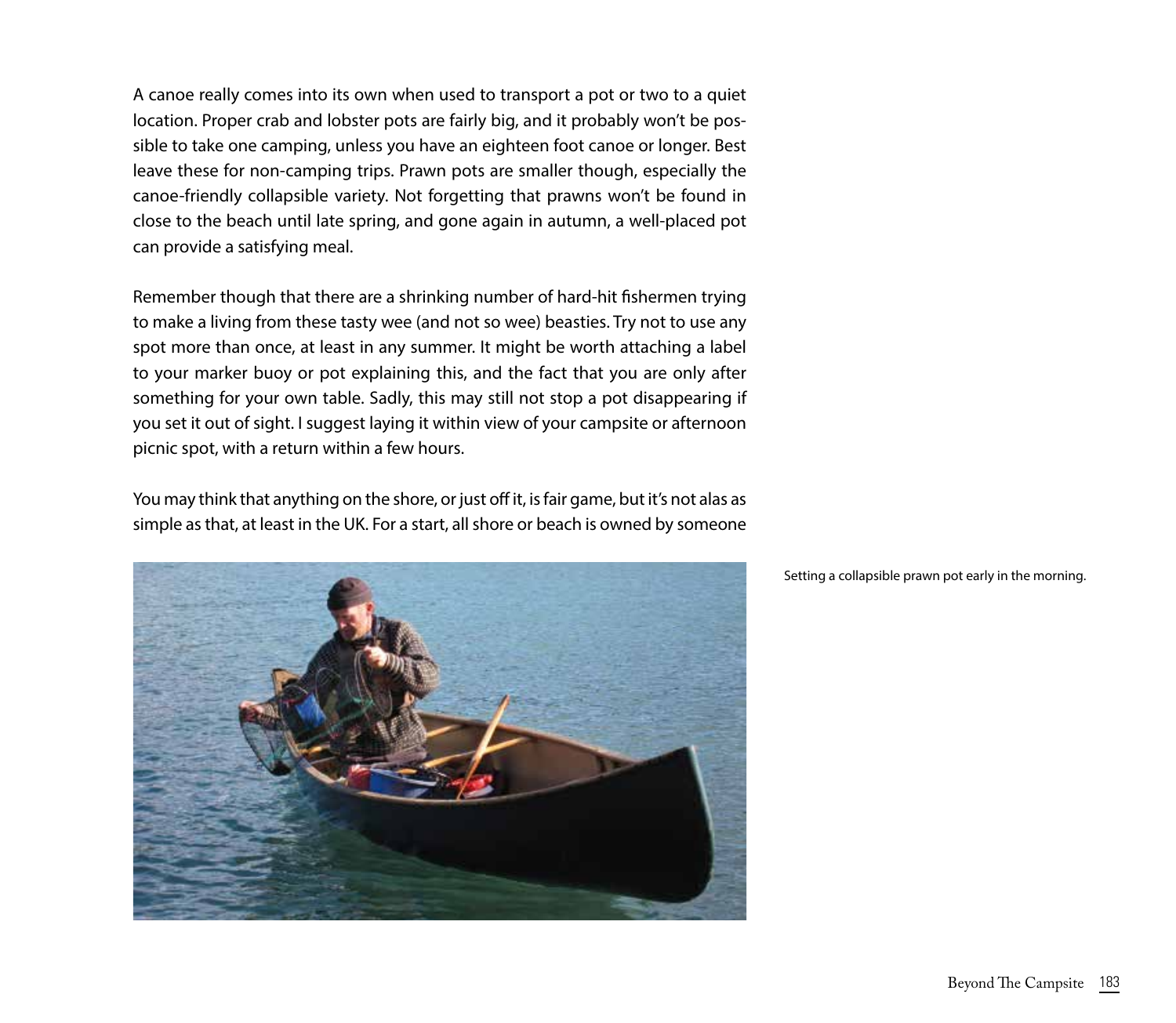A canoe really comes into its own when used to transport a pot or two to a quiet location. Proper crab and lobster pots are fairly big, and it probably won't be possible to take one camping, unless you have an eighteen foot canoe or longer. Best leave these for non-camping trips. Prawn pots are smaller though, especially the canoe-friendly collapsible variety. Not forgetting that prawns won't be found in close to the beach until late spring, and gone again in autumn, a well-placed pot can provide a satisfying meal.

Remember though that there are a shrinking number of hard-hit fishermen trying to make a living from these tasty wee (and not so wee) beasties. Try not to use any spot more than once, at least in any summer. It might be worth attaching a label to your marker buoy or pot explaining this, and the fact that you are only after something for your own table. Sadly, this may still not stop a pot disappearing if you set it out of sight. I suggest laying it within view of your campsite or afternoon picnic spot, with a return within a few hours.

You may think that anything on the shore, or just off it, is fair game, but it's not alas as simple as that, at least in the UK. For a start, all shore or beach is owned by someone

Setting a collapsible prawn pot early in the morning.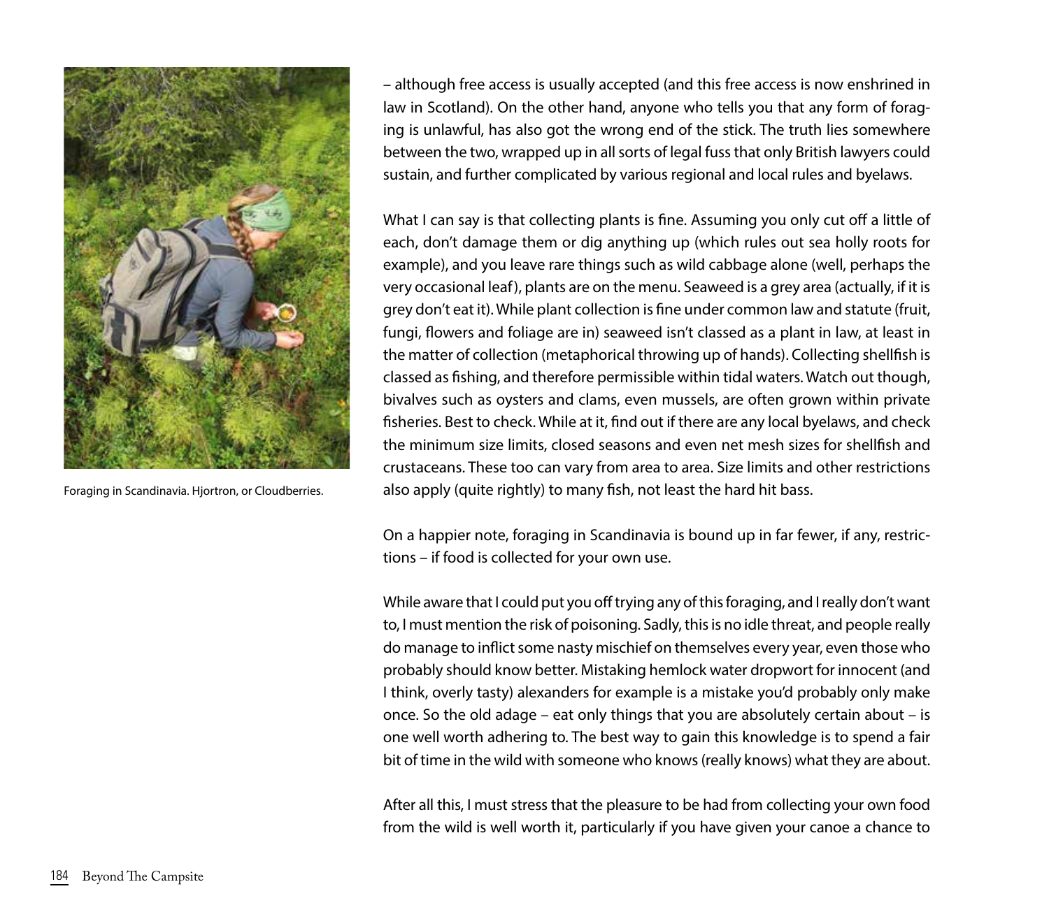Foraging in Scandinavia. Hjortron, or Cloudberries.

– although free access is usually accepted (and this free access is now enshrined in law in Scotland). On the other hand, anyone who tells you that any form of foraging is unlawful, has also got the wrong end of the stick. The truth lies somewhere between the two, wrapped up in all sorts of legal fuss that only British lawyers could sustain, and further complicated by various regional and local rules and byelaws.

What I can say is that collecting plants is fine. Assuming you only cut off a little of each, don't damage them or dig anything up (which rules out sea holly roots for example), and you leave rare things such as wild cabbage alone (well, perhaps the very occasional leaf), plants are on the menu. Seaweed is a grey area (actually, if it is grey don't eat it). While plant collection is fine under common law and statute (fruit, fungi, flowers and foliage are in) seaweed isn't classed as a plant in law, at least in the matter of collection (metaphorical throwing up of hands). Collecting shellfish is classed as fishing, and therefore permissible within tidal waters. Watch out though, bivalves such as oysters and clams, even mussels, are often grown within private fisheries. Best to check. While at it, find out if there are any local byelaws, and check the minimum size limits, closed seasons and even net mesh sizes for shellfish and crustaceans. These too can vary from area to area. Size limits and other restrictions also apply (quite rightly) to many fish, not least the hard hit bass.

On a happier note, foraging in Scandinavia is bound up in far fewer, if any, restrictions – if food is collected for your own use.

While aware that I could put you off trying any of this foraging, and I really don't want to, I must mention the risk of poisoning. Sadly, this is no idle threat, and people really do manage to inflict some nasty mischief on themselves every year, even those who probably should know better. Mistaking hemlock water dropwort for innocent (and I think, overly tasty) alexanders for example is a mistake you'd probably only make once. So the old adage – eat only things that you are absolutely certain about – is one well worth adhering to. The best way to gain this knowledge is to spend a fair bit of time in the wild with someone who knows (really knows) what they are about.

After all this, I must stress that the pleasure to be had from collecting your own food from the wild is well worth it, particularly if you have given your canoe a chance to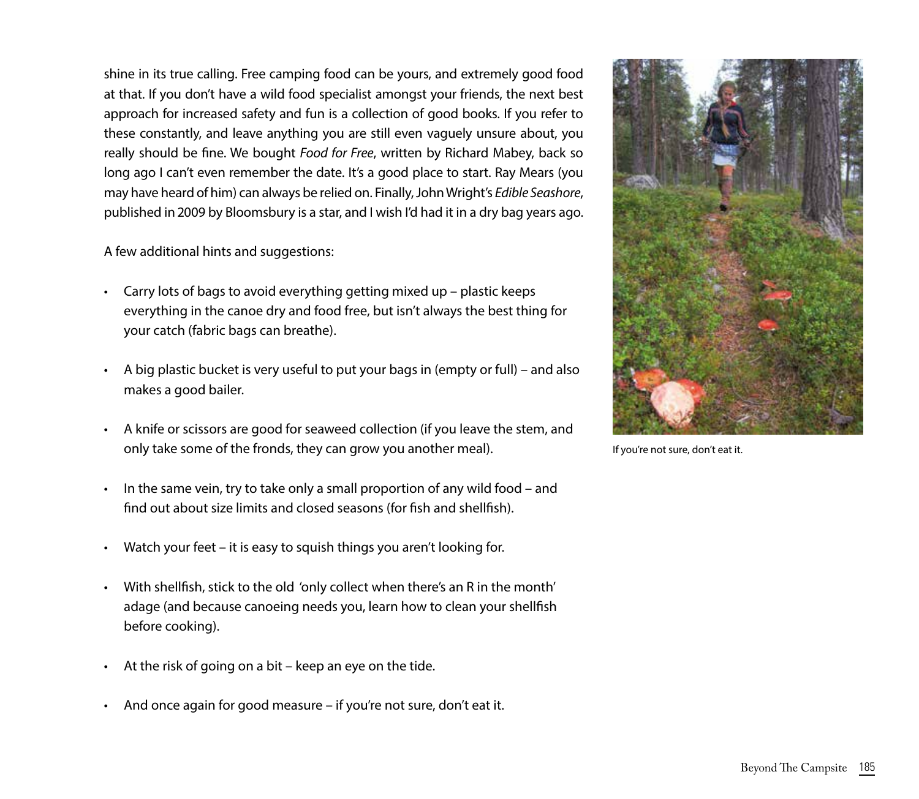shine in its true calling. Free camping food can be yours, and extremely good food at that. If you don't have a wild food specialist amongst your friends, the next best approach for increased safety and fun is a collection of good books. If you refer to these constantly, and leave anything you are still even vaguely unsure about, you really should be fine. We bought *Food for Free*, written by Richard Mabey, back so long ago I can't even remember the date. It's a good place to start. Ray Mears (you may have heard of him) can always be relied on. Finally, John Wright's *Edible Seashore*, published in 2009 by Bloomsbury is a star, and I wish I'd had it in a dry bag years ago.

A few additional hints and suggestions:

- Carry lots of bags to avoid everything getting mixed up – plastic keeps everything in the canoe dry and food free, but isn't always the best thing for your catch (fabric bags can breathe).
- A big plastic bucket is very useful to put your bags in (empty or full) – and also makes a good bailer.
- A knife or scissors are good for seaweed collection (if you leave the stem, and only take some of the fronds, they can grow you another meal).
- In the same vein, try to take only a small proportion of any wild food – and find out about size limits and closed seasons (for fish and shellfish).
- Watch your feet – it is easy to squish things you aren't looking for.
- With shellfish, stick to the old 'only collect when there's an R in the month' adage (and because canoeing needs you, learn how to clean your shellfish before cooking).
- At the risk of going on a bit – keep an eye on the tide.
- And once again for good measure – if you're not sure, don't eat it.

If you're not sure, don't eat it.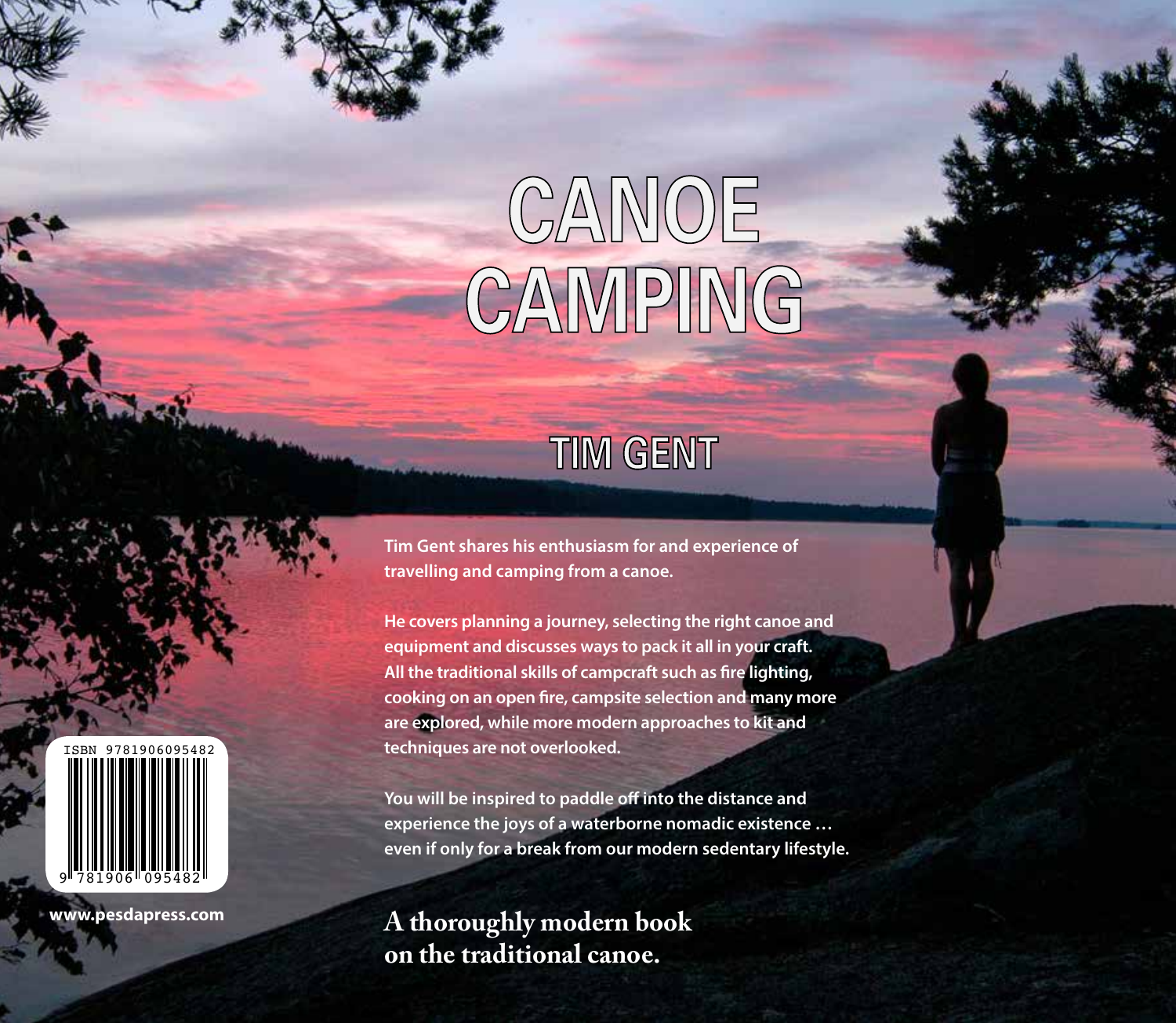# CANOE CAMPING

## TIM GENT

**Tim Gent shares his enthusiasm for and experience of travelling and camping from a canoe.**

**He covers planning a journey, selecting the right canoe and equipment and discusses ways to pack it all in your craft. All the traditional skills of campcraft such as fire lighting, cooking on an open fire, campsite selection and many more are explored, while more modern approaches to kit and techniques are not overlooked.**

**You will be inspired to paddle off into the distance and experience the joys of a waterborne nomadic existence … even if only for a break from our modern sedentary lifestyle.**

**A thoroughly modern book on the traditional canoe.**

ISBN 9781906095482

9 781906 095482

**www.pesdapress.com**